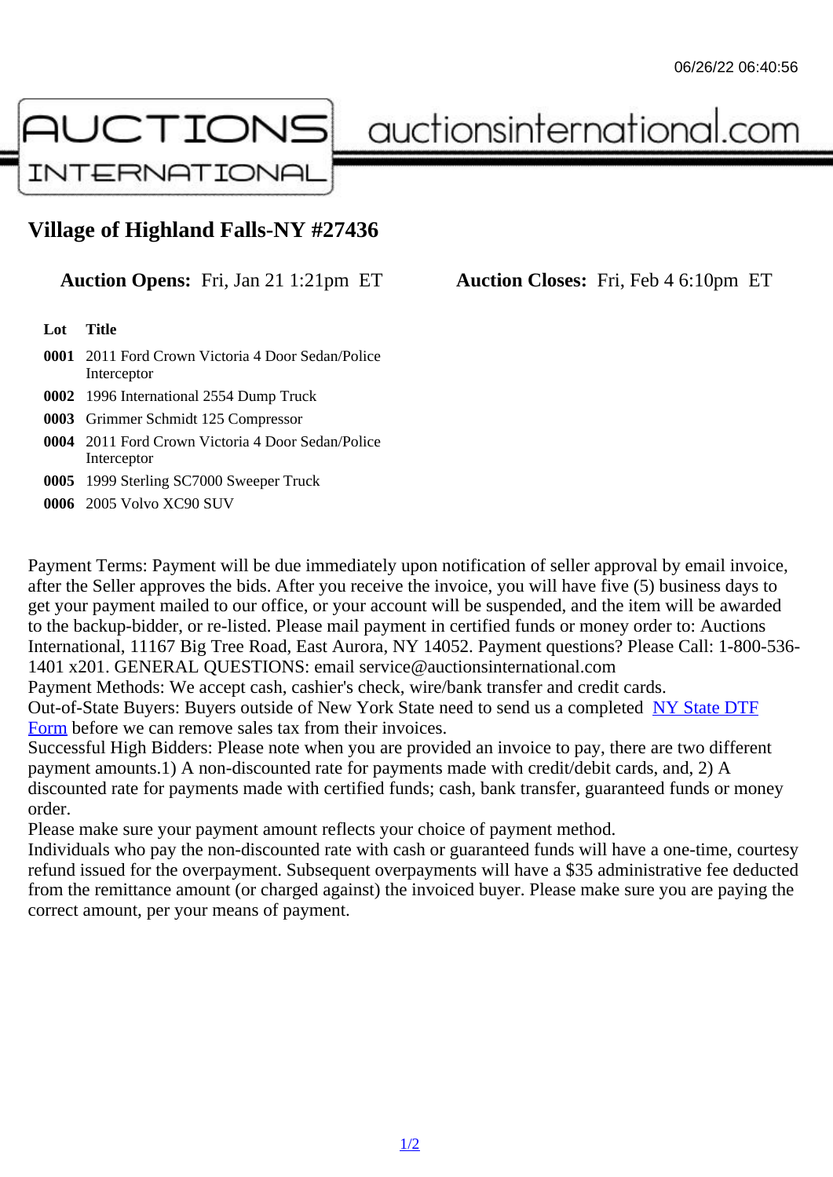# Village of Highland Falls-NY #27436

**Auction Opens:** Fri, Jan 21 1:21pm ET **Auction Closes:** Fri, Feb 4 6:10pm ET

| Lot | Title |
| --- | --- |
| **0001** | 2011 Ford Crown Victoria 4 Door Sedan/Police Interceptor |
| **0002** | 1996 International 2554 Dump Truck |
| **0003** | Grimmer Schmidt 125 Compressor |
| **0004** | 2011 Ford Crown Victoria 4 Door Sedan/Police Interceptor |
| **0005** | 1999 Sterling SC7000 Sweeper Truck |
| **0006** | 2005 Volvo XC90 SUV |

Payment Terms: Payment will be due immediately upon notification of seller approval by email invoice, after the Seller approves the bids. After you receive the invoice, you will have five (5) business days to get your payment mailed to our office, or your account will be suspended, and the item will be awarded to the backup-bidder, or re-listed. Please mail payment in certified funds or money order to: Auctions International, 11167 Big Tree Road, East Aurora, NY 14052. Payment questions? Please Call: 1-800-536-1401 x201. GENERAL QUESTIONS: email service@auctionsinternational.com

Payment Methods: We accept cash, cashier's check, wire/bank transfer and credit cards.

Out-of-State Buyers: Buyers outside of New York State need to send us a completed NY State DTF Form before we can remove sales tax from their invoices.

Successful High Bidders: Please note when you are provided an invoice to pay, there are two different payment amounts.1) A non-discounted rate for payments made with credit/debit cards, and, 2) A discounted rate for payments made with certified funds; cash, bank transfer, guaranteed funds or money order.

Please make sure your payment amount reflects your choice of payment method.

Individuals who pay the non-discounted rate with cash or guaranteed funds will have a one-time, courtesy refund issued for the overpayment. Subsequent overpayments will have a $35 administrative fee deducted from the remittance amount (or charged against) the invoiced buyer. Please make sure you are paying the correct amount, per your means of payment.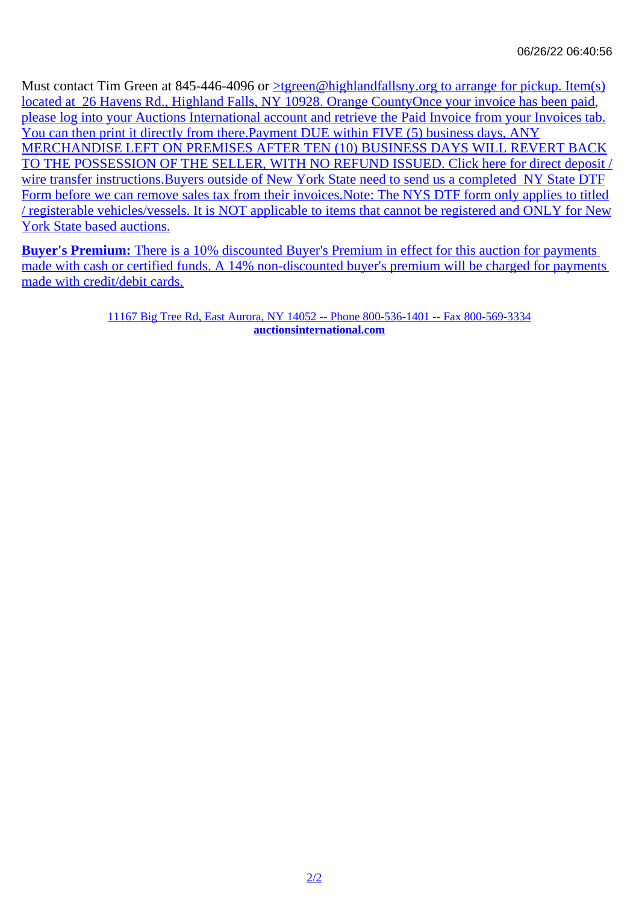Must contact Tim Green at 845-446-4096 or >tgreen@highlandfallsny.org to arrange for pickup. Item(s) located at 26 Havens Rd., Highland Falls, NY 10928. Orange CountyOnce your invoice has been paid, please log into your Auctions International account and retrieve the Paid Invoice from your Invoices tab. You can then print it directly from there.Payment DUE within FIVE (5) business days, ANY MERCHANDISE LEFT ON PREMISES AFTER TEN (10) BUSINESS DAYS WILL REVERT BACK TO THE POSSESSION OF THE SELLER, WITH NO REFUND ISSUED. Click here for direct deposit / wire transfer instructions.Buyers outside of New York State need to send us a completed NY State DTF Form before we can remove sales tax from their invoices.Note: The NYS DTF form only applies to titled / registerable vehicles/vessels. It is NOT applicable to items that cannot be registered and ONLY for New York State based auctions.

**Buyer's Premium:** There is a 10% discounted Buyer's Premium in effect for this auction for payments made with cash or certified funds. A 14% non-discounted buyer's premium will be charged for payments made with credit/debit cards.

11167 Big Tree Rd, East Aurora, NY 14052 -- Phone 800-536-1401 -- Fax 800-569-3334
**auctionsinternational.com**